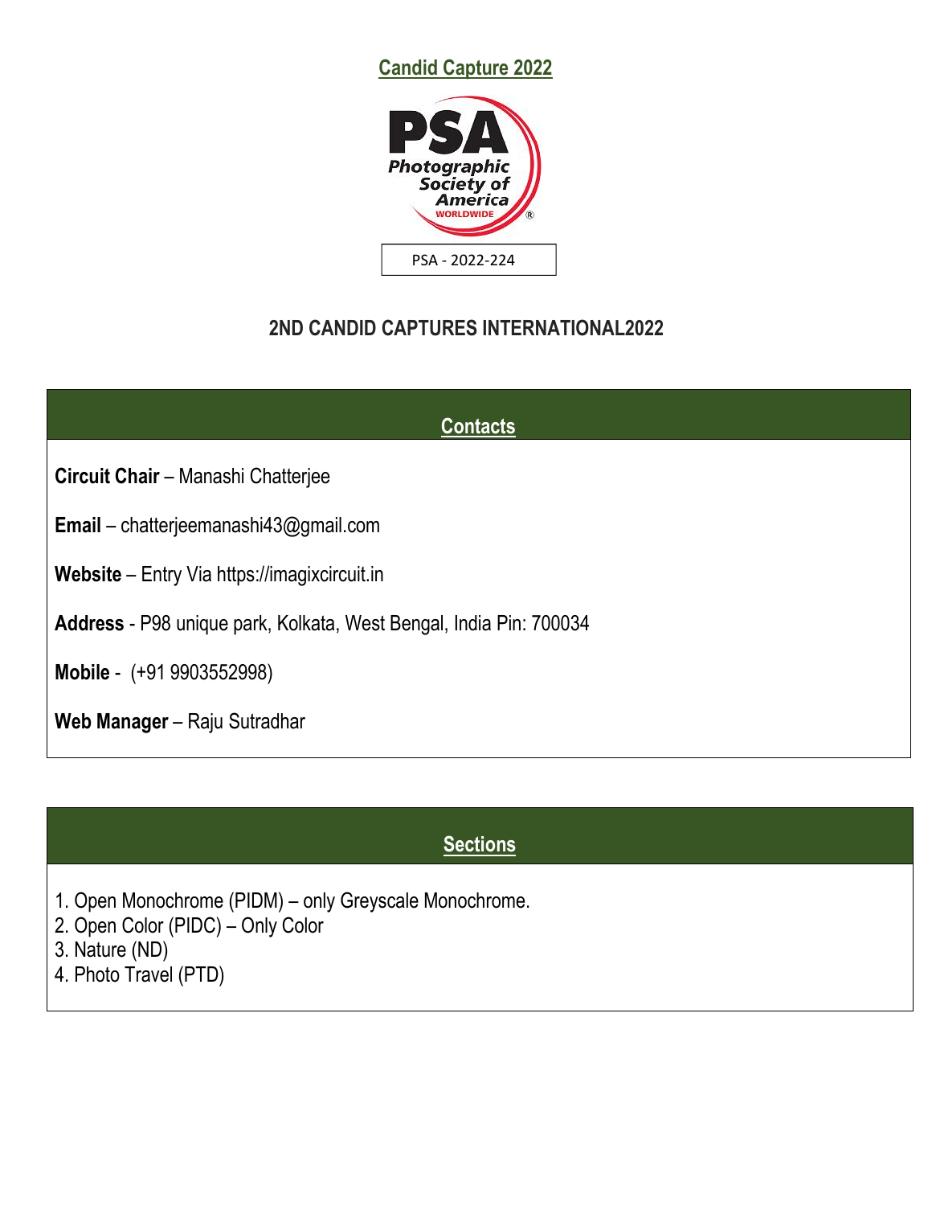# Candid Capture 2022

PSA - 2022-224

## 2ND CANDID CAPTURES INTERNATIONAL2022

## Contacts

**Circuit Chair** – Manashi Chatterjee

**Email** – chatterjeemanashi43@gmail.com

**Website** – Entry Via https://imagixcircuit.in

**Address** - P98 unique park, Kolkata, West Bengal, India Pin: 700034

**Mobile** - (+91 9903552998)

**Web Manager** – Raju Sutradhar

## Sections

1. Open Monochrome (PIDM) – only Greyscale Monochrome.
2. Open Color (PIDC) – Only Color
3. Nature (ND)
4. Photo Travel (PTD)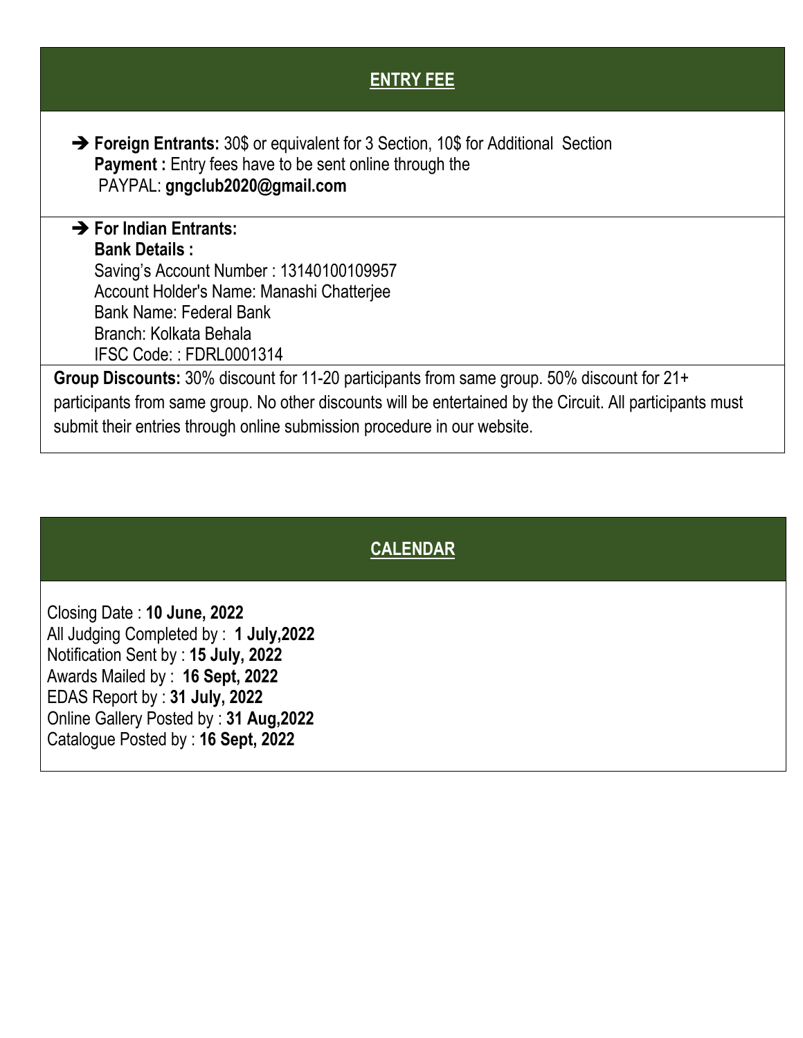## ENTRY FEE

- **Foreign Entrants:** 30$ or equivalent for 3 Section, 10$ for Additional Section
  **Payment :** Entry fees have to be sent online through the
  PAYPAL: **gngclub2020@gmail.com**

- **For Indian Entrants:**
  **Bank Details :**
  Saving's Account Number : 13140100109957
  Account Holder's Name: Manashi Chatterjee
  Bank Name: Federal Bank
  Branch: Kolkata Behala
  IFSC Code: : FDRL0001314

**Group Discounts:** 30% discount for 11-20 participants from same group. 50% discount for 21+ participants from same group. No other discounts will be entertained by the Circuit. All participants must submit their entries through online submission procedure in our website.

## CALENDAR

Closing Date : **10 June, 2022**
All Judging Completed by : **1 July,2022**
Notification Sent by : **15 July, 2022**
Awards Mailed by : **16 Sept, 2022**
EDAS Report by : **31 July, 2022**
Online Gallery Posted by : **31 Aug,2022**
Catalogue Posted by : **16 Sept, 2022**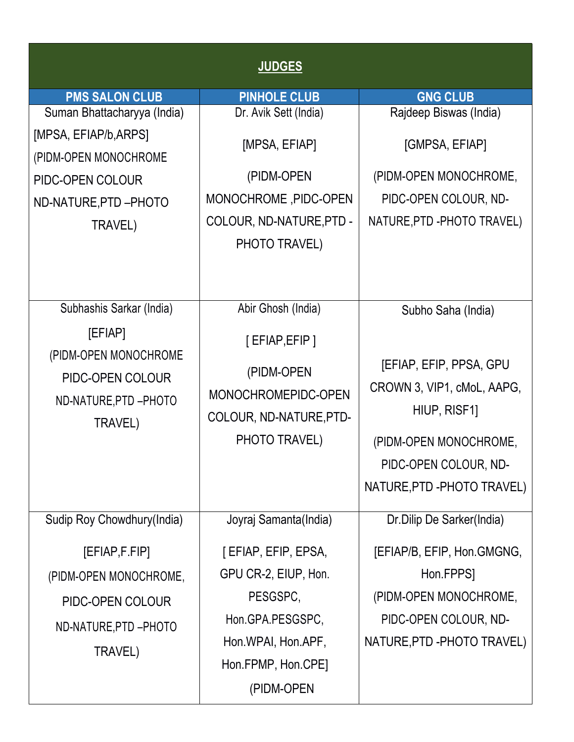| JUDGES | | |
|---|---|---|
| **PMS SALON CLUB** | **PINHOLE CLUB** | **GNG CLUB** |
| Suman Bhattacharyya (India) [MPSA, EFIAP/b,ARPS] (PIDM-OPEN MONOCHROME PIDC-OPEN COLOUR ND-NATURE,PTD –PHOTO TRAVEL) | Dr. Avik Sett (India) [MPSA, EFIAP] (PIDM-OPEN MONOCHROME ,PIDC-OPEN COLOUR, ND-NATURE,PTD -PHOTO TRAVEL) | Rajdeep Biswas (India) [GMPSA, EFIAP] (PIDM-OPEN MONOCHROME, PIDC-OPEN COLOUR, ND-NATURE,PTD -PHOTO TRAVEL) |
| Subhashis Sarkar (India) [EFIAP] (PIDM-OPEN MONOCHROME PIDC-OPEN COLOUR ND-NATURE,PTD –PHOTO TRAVEL) | Abir Ghosh (India) [ EFIAP,EFIP ] (PIDM-OPEN MONOCHROMEPIDC-OPEN COLOUR, ND-NATURE,PTD-PHOTO TRAVEL) | Subho Saha (India) [EFIAP, EFIP, PPSA, GPU CROWN 3, VIP1, cMoL, AAPG, HIUP, RISF1] (PIDM-OPEN MONOCHROME, PIDC-OPEN COLOUR, ND-NATURE,PTD -PHOTO TRAVEL) |
| Sudip Roy Chowdhury(India) [EFIAP,F.FIP] (PIDM-OPEN MONOCHROME, PIDC-OPEN COLOUR ND-NATURE,PTD –PHOTO TRAVEL) | Joyraj Samanta(India) [ EFIAP, EFIP, EPSA, GPU CR-2, EIUP, Hon. PESGSPC, Hon.GPA.PESGSPC, Hon.WPAI, Hon.APF, Hon.FPMP, Hon.CPE] (PIDM-OPEN | Dr.Dilip De Sarker(India) [EFIAP/B, EFIP, Hon.GMGNG, Hon.FPPS] (PIDM-OPEN MONOCHROME, PIDC-OPEN COLOUR, ND-NATURE,PTD -PHOTO TRAVEL) |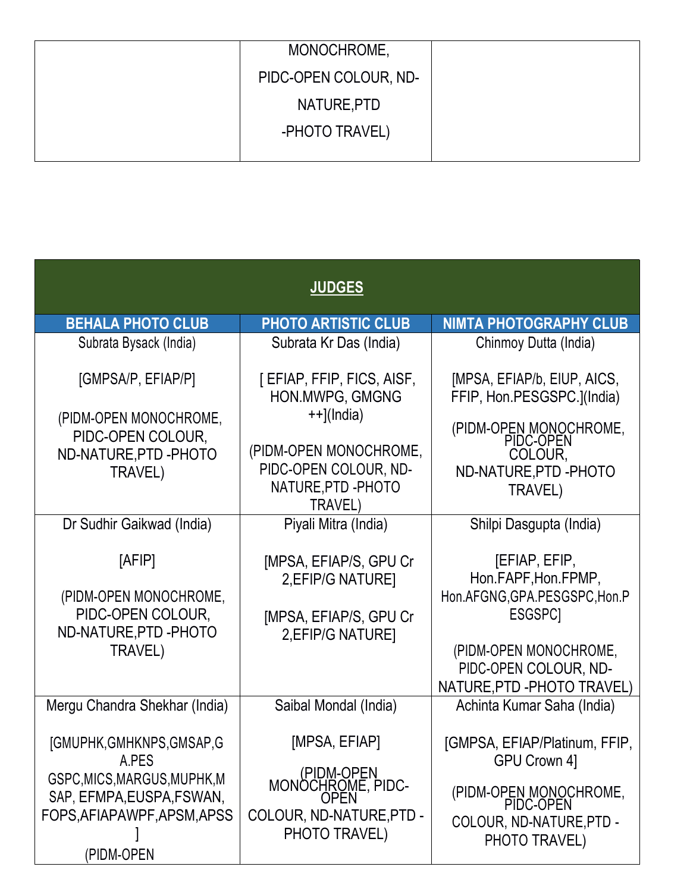| | | |
|---|---|---|
| | MONOCHROME, PIDC-OPEN COLOUR, ND-NATURE,PTD -PHOTO TRAVEL) | |

| JUDGES | | |
|---|---|---|
| **BEHALA PHOTO CLUB** | **PHOTO ARTISTIC CLUB** | **NIMTA PHOTOGRAPHY CLUB** |
| Subrata Bysack (India)<br><br>[GMPSA/P, EFIAP/P]<br><br>(PIDM-OPEN MONOCHROME, PIDC-OPEN COLOUR, ND-NATURE,PTD -PHOTO TRAVEL) | Subrata Kr Das (India)<br><br>[ EFIAP, FFIP, FICS, AISF, HON.MWPG, GMGNG ++](India)<br><br>(PIDM-OPEN MONOCHROME, PIDC-OPEN COLOUR, ND-NATURE,PTD -PHOTO TRAVEL) | Chinmoy Dutta (India)<br><br>[MPSA, EFIAP/b, EIUP, AICS, FFIP, Hon.PESGSPC.](India)<br><br>(PIDM-OPEN MONOCHROME, PIDC-OPEN COLOUR, ND-NATURE,PTD -PHOTO TRAVEL) |
| Dr Sudhir Gaikwad (India)<br><br>[AFIP]<br><br>(PIDM-OPEN MONOCHROME, PIDC-OPEN COLOUR, ND-NATURE,PTD -PHOTO TRAVEL) | Piyali Mitra (India)<br><br>[MPSA, EFIAP/S, GPU Cr 2,EFIP/G NATURE]<br><br>[MPSA, EFIAP/S, GPU Cr 2,EFIP/G NATURE] | Shilpi Dasgupta (India)<br><br>[EFIAP, EFIP, Hon.FAPF,Hon.FPMP, Hon.AFGNG,GPA.PESGSPC,Hon.PESGSPC]<br><br>(PIDM-OPEN MONOCHROME, PIDC-OPEN COLOUR, ND-NATURE,PTD -PHOTO TRAVEL) |
| Mergu Chandra Shekhar (India)<br><br>[GMUPHK,GMHKNPS,GMSAP,GA.PES GSPC,MICS,MARGUS,MUPHK,MSAP, EFMPA,EUSPA,FSWAN, FOPS,AFIAPAWPF,APSM,APSS]<br>(PIDM-OPEN | Saibal Mondal (India)<br><br>[MPSA, EFIAP]<br><br>(PIDM-OPEN MONOCHROME, PIDC-OPEN COLOUR, ND-NATURE,PTD -PHOTO TRAVEL) | Achinta Kumar Saha (India)<br><br>[GMPSA, EFIAP/Platinum, FFIP, GPU Crown 4]<br><br>(PIDM-OPEN MONOCHROME, PIDC-OPEN COLOUR, ND-NATURE,PTD -PHOTO TRAVEL) |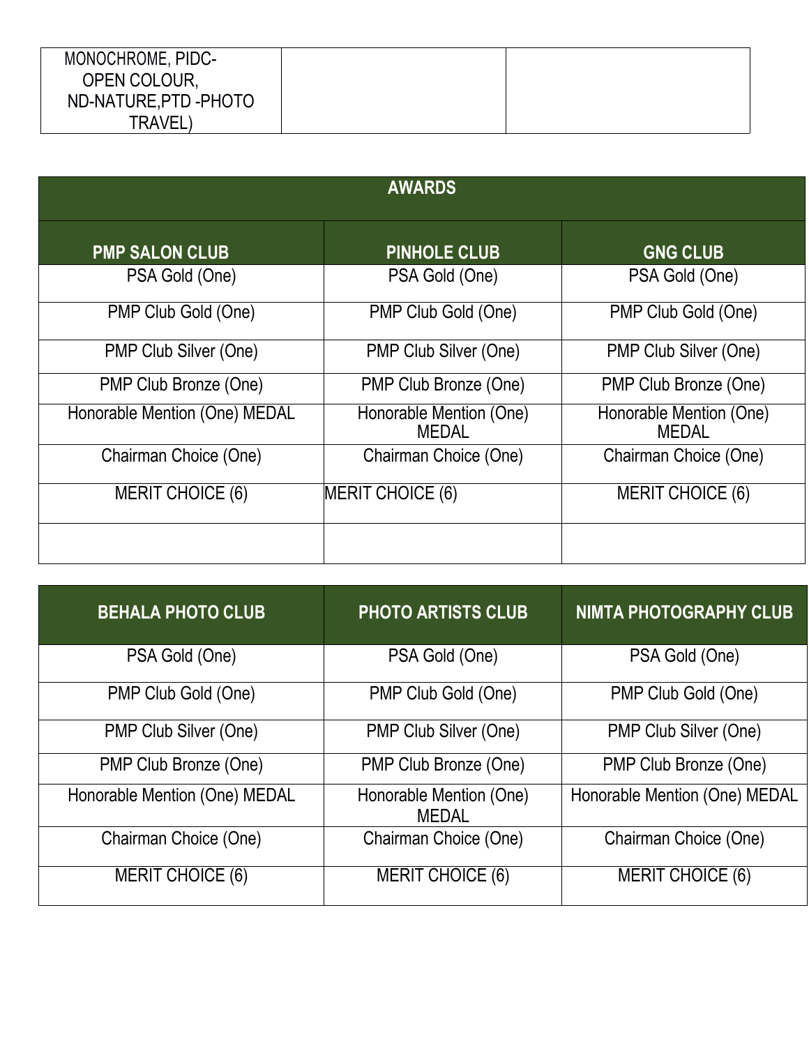| MONOCHROME, PIDC-OPEN COLOUR, ND-NATURE,PTD -PHOTO TRAVEL) | | |
|---|---|---|

| AWARDS | | |
|---|---|---|
| **PMP SALON CLUB** | **PINHOLE CLUB** | **GNG CLUB** |
| PSA Gold (One) | PSA Gold (One) | PSA Gold (One) |
| PMP Club Gold (One) | PMP Club Gold (One) | PMP Club Gold (One) |
| PMP Club Silver (One) | PMP Club Silver (One) | PMP Club Silver (One) |
| PMP Club Bronze (One) | PMP Club Bronze (One) | PMP Club Bronze (One) |
| Honorable Mention (One) MEDAL | Honorable Mention (One) MEDAL | Honorable Mention (One) MEDAL |
| Chairman Choice (One) | Chairman Choice (One) | Chairman Choice (One) |
| MERIT CHOICE (6) | MERIT CHOICE (6) | MERIT CHOICE (6) |
| | | |

| BEHALA PHOTO CLUB | PHOTO ARTISTS CLUB | NIMTA PHOTOGRAPHY CLUB |
|---|---|---|
| PSA Gold (One) | PSA Gold (One) | PSA Gold (One) |
| PMP Club Gold (One) | PMP Club Gold (One) | PMP Club Gold (One) |
| PMP Club Silver (One) | PMP Club Silver (One) | PMP Club Silver (One) |
| PMP Club Bronze (One) | PMP Club Bronze (One) | PMP Club Bronze (One) |
| Honorable Mention (One) MEDAL | Honorable Mention (One) MEDAL | Honorable Mention (One) MEDAL |
| Chairman Choice (One) | Chairman Choice (One) | Chairman Choice (One) |
| MERIT CHOICE (6) | MERIT CHOICE (6) | MERIT CHOICE (6) |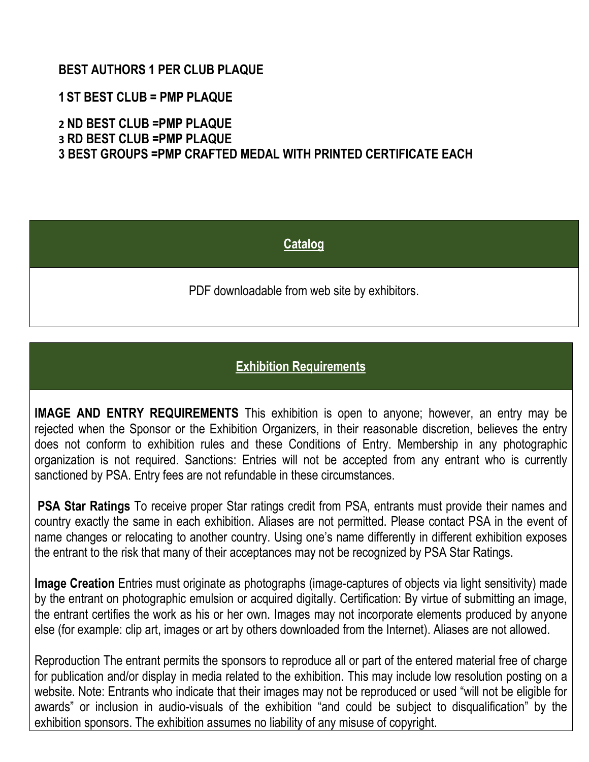**BEST AUTHORS 1 PER CLUB PLAQUE**

**1 ST BEST CLUB = PMP PLAQUE**

**2 ND BEST CLUB =PMP PLAQUE**
**3 RD BEST CLUB =PMP PLAQUE**
**3 BEST GROUPS =PMP CRAFTED MEDAL WITH PRINTED CERTIFICATE EACH**

## Catalog

PDF downloadable from web site by exhibitors.

## Exhibition Requirements

**IMAGE AND ENTRY REQUIREMENTS** This exhibition is open to anyone; however, an entry may be rejected when the Sponsor or the Exhibition Organizers, in their reasonable discretion, believes the entry does not conform to exhibition rules and these Conditions of Entry. Membership in any photographic organization is not required. Sanctions: Entries will not be accepted from any entrant who is currently sanctioned by PSA. Entry fees are not refundable in these circumstances.

**PSA Star Ratings** To receive proper Star ratings credit from PSA, entrants must provide their names and country exactly the same in each exhibition. Aliases are not permitted. Please contact PSA in the event of name changes or relocating to another country. Using one's name differently in different exhibition exposes the entrant to the risk that many of their acceptances may not be recognized by PSA Star Ratings.

**Image Creation** Entries must originate as photographs (image-captures of objects via light sensitivity) made by the entrant on photographic emulsion or acquired digitally. Certification: By virtue of submitting an image, the entrant certifies the work as his or her own. Images may not incorporate elements produced by anyone else (for example: clip art, images or art by others downloaded from the Internet). Aliases are not allowed.

Reproduction The entrant permits the sponsors to reproduce all or part of the entered material free of charge for publication and/or display in media related to the exhibition. This may include low resolution posting on a website. Note: Entrants who indicate that their images may not be reproduced or used "will not be eligible for awards" or inclusion in audio-visuals of the exhibition "and could be subject to disqualification" by the exhibition sponsors. The exhibition assumes no liability of any misuse of copyright.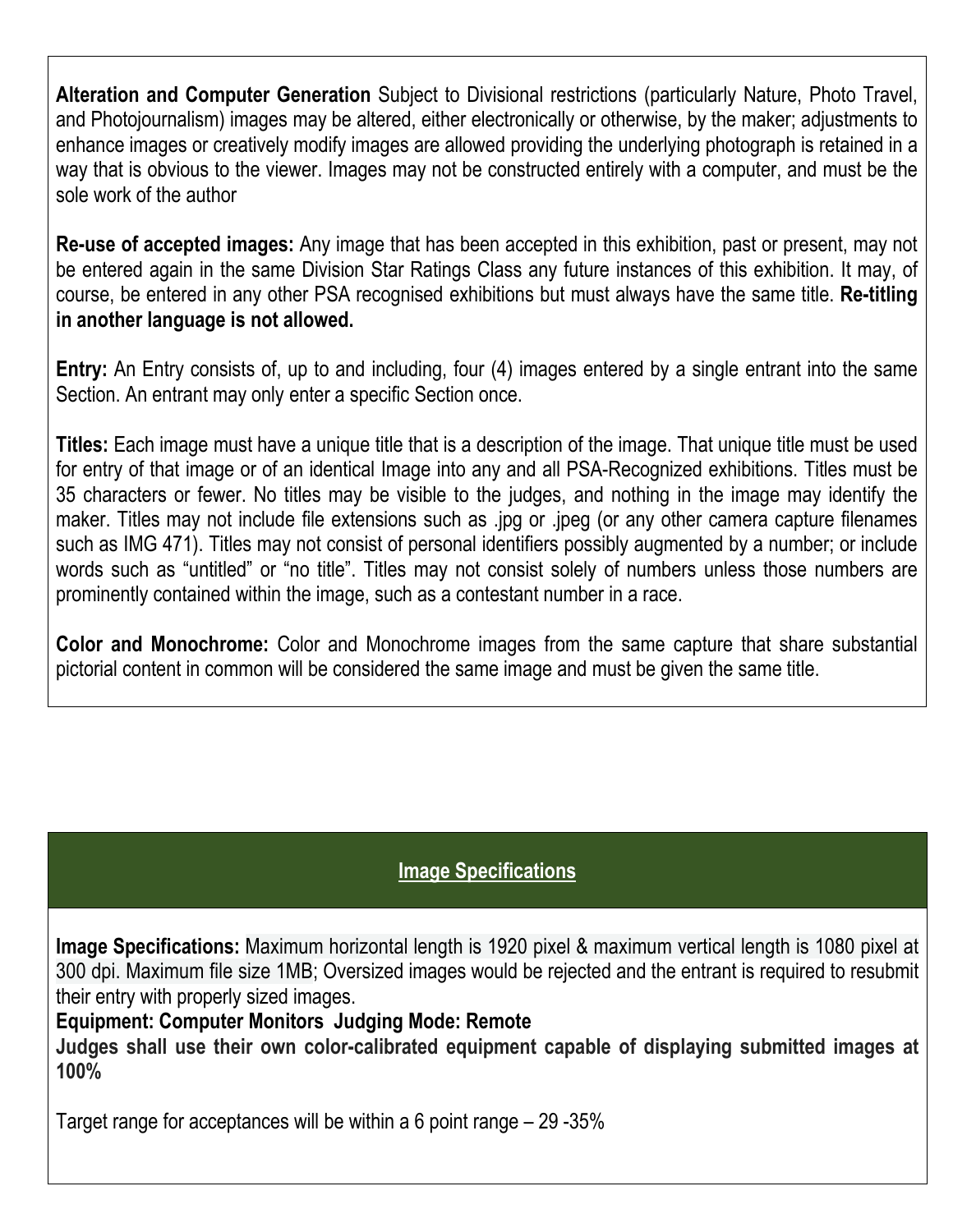**Alteration and Computer Generation** Subject to Divisional restrictions (particularly Nature, Photo Travel, and Photojournalism) images may be altered, either electronically or otherwise, by the maker; adjustments to enhance images or creatively modify images are allowed providing the underlying photograph is retained in a way that is obvious to the viewer. Images may not be constructed entirely with a computer, and must be the sole work of the author

**Re-use of accepted images:** Any image that has been accepted in this exhibition, past or present, may not be entered again in the same Division Star Ratings Class any future instances of this exhibition. It may, of course, be entered in any other PSA recognised exhibitions but must always have the same title. **Re-titling in another language is not allowed.**

**Entry:** An Entry consists of, up to and including, four (4) images entered by a single entrant into the same Section. An entrant may only enter a specific Section once.

**Titles:** Each image must have a unique title that is a description of the image. That unique title must be used for entry of that image or of an identical Image into any and all PSA-Recognized exhibitions. Titles must be 35 characters or fewer. No titles may be visible to the judges, and nothing in the image may identify the maker. Titles may not include file extensions such as .jpg or .jpeg (or any other camera capture filenames such as IMG 471). Titles may not consist of personal identifiers possibly augmented by a number; or include words such as “untitled” or “no title”. Titles may not consist solely of numbers unless those numbers are prominently contained within the image, such as a contestant number in a race.

**Color and Monochrome:** Color and Monochrome images from the same capture that share substantial pictorial content in common will be considered the same image and must be given the same title.

## Image Specifications

**Image Specifications:** Maximum horizontal length is 1920 pixel & maximum vertical length is 1080 pixel at 300 dpi. Maximum file size 1MB; Oversized images would be rejected and the entrant is required to resubmit their entry with properly sized images.

**Equipment: Computer Monitors Judging Mode: Remote**

**Judges shall use their own color-calibrated equipment capable of displaying submitted images at 100%**

Target range for acceptances will be within a 6 point range – 29 -35%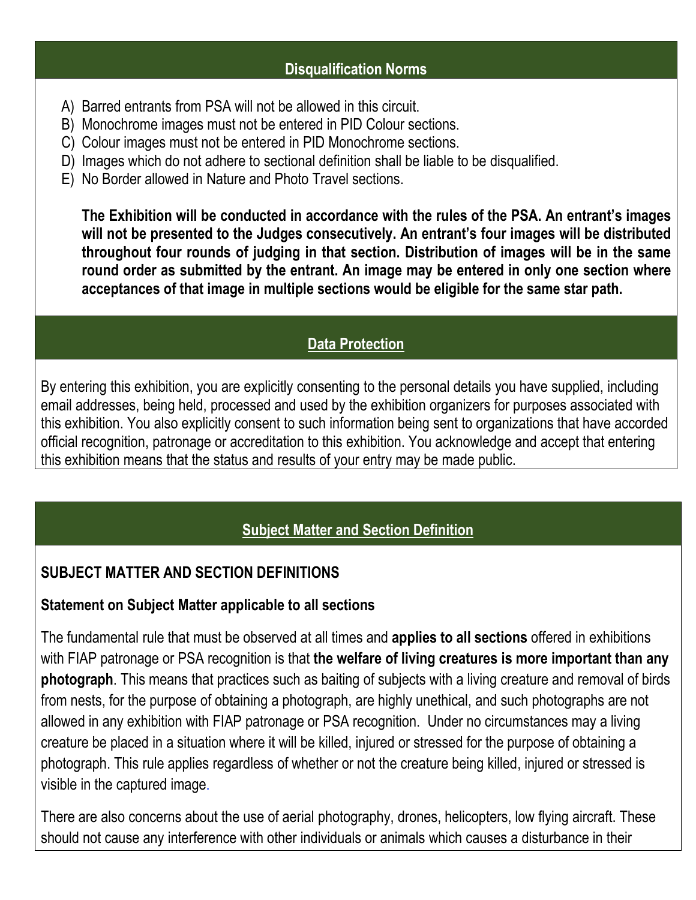## Disqualification Norms

A) Barred entrants from PSA will not be allowed in this circuit.
B) Monochrome images must not be entered in PID Colour sections.
C) Colour images must not be entered in PID Monochrome sections.
D) Images which do not adhere to sectional definition shall be liable to be disqualified.
E) No Border allowed in Nature and Photo Travel sections.

**The Exhibition will be conducted in accordance with the rules of the PSA. An entrant's images will not be presented to the Judges consecutively. An entrant's four images will be distributed throughout four rounds of judging in that section. Distribution of images will be in the same round order as submitted by the entrant. An image may be entered in only one section where acceptances of that image in multiple sections would be eligible for the same star path.**

## Data Protection

By entering this exhibition, you are explicitly consenting to the personal details you have supplied, including email addresses, being held, processed and used by the exhibition organizers for purposes associated with this exhibition. You also explicitly consent to such information being sent to organizations that have accorded official recognition, patronage or accreditation to this exhibition. You acknowledge and accept that entering this exhibition means that the status and results of your entry may be made public.

## Subject Matter and Section Definition

### SUBJECT MATTER AND SECTION DEFINITIONS

**Statement on Subject Matter applicable to all sections**

The fundamental rule that must be observed at all times and **applies to all sections** offered in exhibitions with FIAP patronage or PSA recognition is that **the welfare of living creatures is more important than any photograph**. This means that practices such as baiting of subjects with a living creature and removal of birds from nests, for the purpose of obtaining a photograph, are highly unethical, and such photographs are not allowed in any exhibition with FIAP patronage or PSA recognition. Under no circumstances may a living creature be placed in a situation where it will be killed, injured or stressed for the purpose of obtaining a photograph. This rule applies regardless of whether or not the creature being killed, injured or stressed is visible in the captured image.

There are also concerns about the use of aerial photography, drones, helicopters, low flying aircraft. These should not cause any interference with other individuals or animals which causes a disturbance in their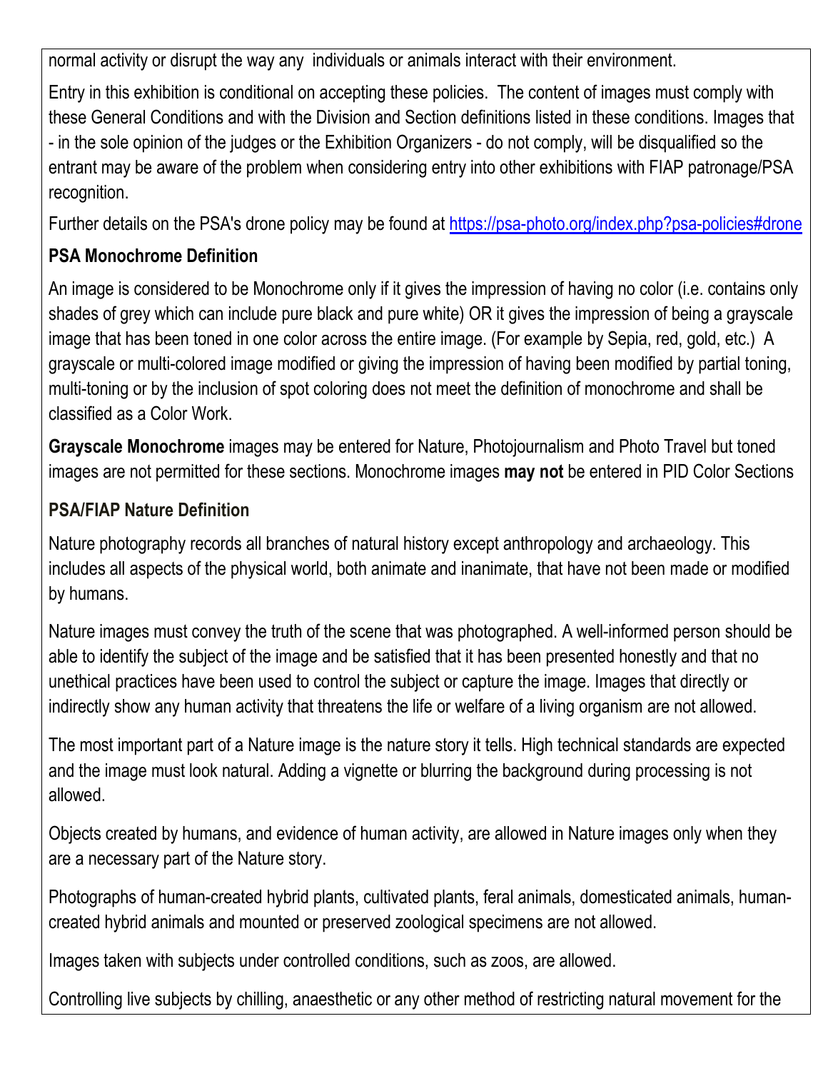normal activity or disrupt the way any individuals or animals interact with their environment.

Entry in this exhibition is conditional on accepting these policies. The content of images must comply with these General Conditions and with the Division and Section definitions listed in these conditions. Images that - in the sole opinion of the judges or the Exhibition Organizers - do not comply, will be disqualified so the entrant may be aware of the problem when considering entry into other exhibitions with FIAP patronage/PSA recognition.

Further details on the PSA's drone policy may be found at https://psa-photo.org/index.php?psa-policies#drone

**PSA Monochrome Definition**

An image is considered to be Monochrome only if it gives the impression of having no color (i.e. contains only shades of grey which can include pure black and pure white) OR it gives the impression of being a grayscale image that has been toned in one color across the entire image. (For example by Sepia, red, gold, etc.) A grayscale or multi-colored image modified or giving the impression of having been modified by partial toning, multi-toning or by the inclusion of spot coloring does not meet the definition of monochrome and shall be classified as a Color Work.

**Grayscale Monochrome** images may be entered for Nature, Photojournalism and Photo Travel but toned images are not permitted for these sections. Monochrome images **may not** be entered in PID Color Sections

**PSA/FIAP Nature Definition**

Nature photography records all branches of natural history except anthropology and archaeology. This includes all aspects of the physical world, both animate and inanimate, that have not been made or modified by humans.

Nature images must convey the truth of the scene that was photographed. A well-informed person should be able to identify the subject of the image and be satisfied that it has been presented honestly and that no unethical practices have been used to control the subject or capture the image. Images that directly or indirectly show any human activity that threatens the life or welfare of a living organism are not allowed.

The most important part of a Nature image is the nature story it tells. High technical standards are expected and the image must look natural. Adding a vignette or blurring the background during processing is not allowed.

Objects created by humans, and evidence of human activity, are allowed in Nature images only when they are a necessary part of the Nature story.

Photographs of human-created hybrid plants, cultivated plants, feral animals, domesticated animals, human-created hybrid animals and mounted or preserved zoological specimens are not allowed.

Images taken with subjects under controlled conditions, such as zoos, are allowed.

Controlling live subjects by chilling, anaesthetic or any other method of restricting natural movement for the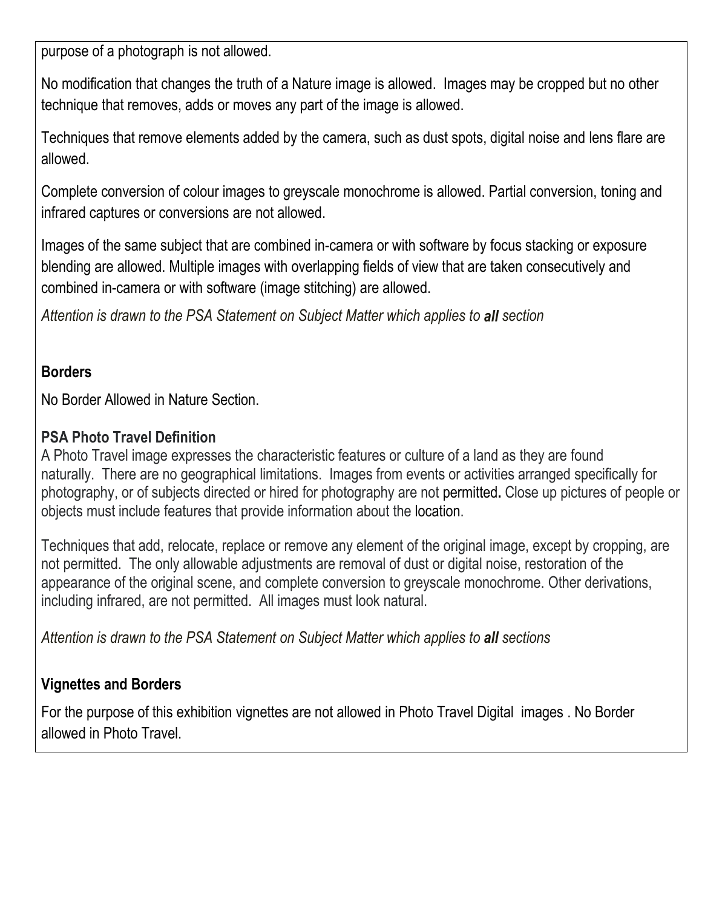purpose of a photograph is not allowed.

No modification that changes the truth of a Nature image is allowed. Images may be cropped but no other technique that removes, adds or moves any part of the image is allowed.

Techniques that remove elements added by the camera, such as dust spots, digital noise and lens flare are allowed.

Complete conversion of colour images to greyscale monochrome is allowed. Partial conversion, toning and infrared captures or conversions are not allowed.

Images of the same subject that are combined in-camera or with software by focus stacking or exposure blending are allowed. Multiple images with overlapping fields of view that are taken consecutively and combined in-camera or with software (image stitching) are allowed.

*Attention is drawn to the PSA Statement on Subject Matter which applies to **all** section*

**Borders**

No Border Allowed in Nature Section.

**PSA Photo Travel Definition**

A Photo Travel image expresses the characteristic features or culture of a land as they are found naturally. There are no geographical limitations. Images from events or activities arranged specifically for photography, or of subjects directed or hired for photography are not permitted**.** Close up pictures of people or objects must include features that provide information about the location.

Techniques that add, relocate, replace or remove any element of the original image, except by cropping, are not permitted. The only allowable adjustments are removal of dust or digital noise, restoration of the appearance of the original scene, and complete conversion to greyscale monochrome. Other derivations, including infrared, are not permitted. All images must look natural.

*Attention is drawn to the PSA Statement on Subject Matter which applies to **all** sections*

**Vignettes and Borders**

For the purpose of this exhibition vignettes are not allowed in Photo Travel Digital images . No Border allowed in Photo Travel.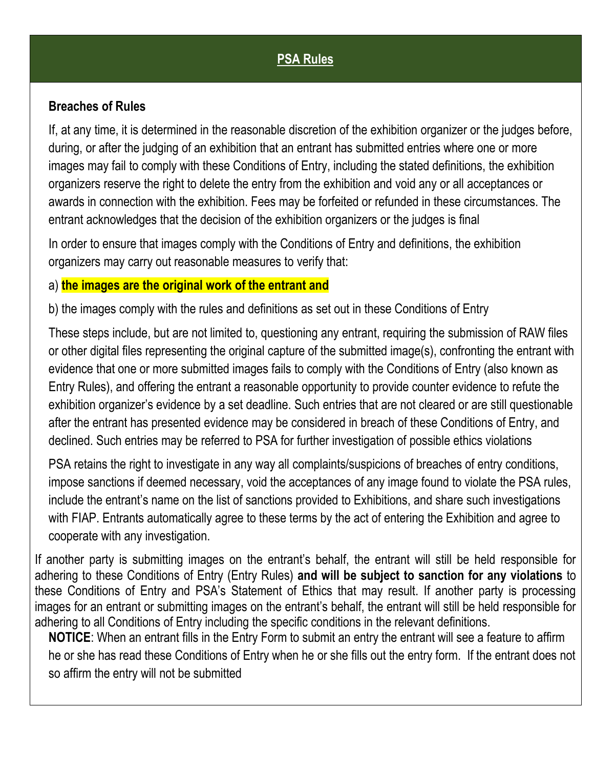## PSA Rules

### Breaches of Rules

If, at any time, it is determined in the reasonable discretion of the exhibition organizer or the judges before, during, or after the judging of an exhibition that an entrant has submitted entries where one or more images may fail to comply with these Conditions of Entry, including the stated definitions, the exhibition organizers reserve the right to delete the entry from the exhibition and void any or all acceptances or awards in connection with the exhibition. Fees may be forfeited or refunded in these circumstances. The entrant acknowledges that the decision of the exhibition organizers or the judges is final

In order to ensure that images comply with the Conditions of Entry and definitions, the exhibition organizers may carry out reasonable measures to verify that:

a) **the images are the original work of the entrant and**

b) the images comply with the rules and definitions as set out in these Conditions of Entry

These steps include, but are not limited to, questioning any entrant, requiring the submission of RAW files or other digital files representing the original capture of the submitted image(s), confronting the entrant with evidence that one or more submitted images fails to comply with the Conditions of Entry (also known as Entry Rules), and offering the entrant a reasonable opportunity to provide counter evidence to refute the exhibition organizer's evidence by a set deadline. Such entries that are not cleared or are still questionable after the entrant has presented evidence may be considered in breach of these Conditions of Entry, and declined. Such entries may be referred to PSA for further investigation of possible ethics violations

PSA retains the right to investigate in any way all complaints/suspicions of breaches of entry conditions, impose sanctions if deemed necessary, void the acceptances of any image found to violate the PSA rules, include the entrant's name on the list of sanctions provided to Exhibitions, and share such investigations with FIAP. Entrants automatically agree to these terms by the act of entering the Exhibition and agree to cooperate with any investigation.

If another party is submitting images on the entrant's behalf, the entrant will still be held responsible for adhering to these Conditions of Entry (Entry Rules) **and will be subject to sanction for any violations** to these Conditions of Entry and PSA's Statement of Ethics that may result. If another party is processing images for an entrant or submitting images on the entrant's behalf, the entrant will still be held responsible for adhering to all Conditions of Entry including the specific conditions in the relevant definitions.

**NOTICE**: When an entrant fills in the Entry Form to submit an entry the entrant will see a feature to affirm he or she has read these Conditions of Entry when he or she fills out the entry form. If the entrant does not so affirm the entry will not be submitted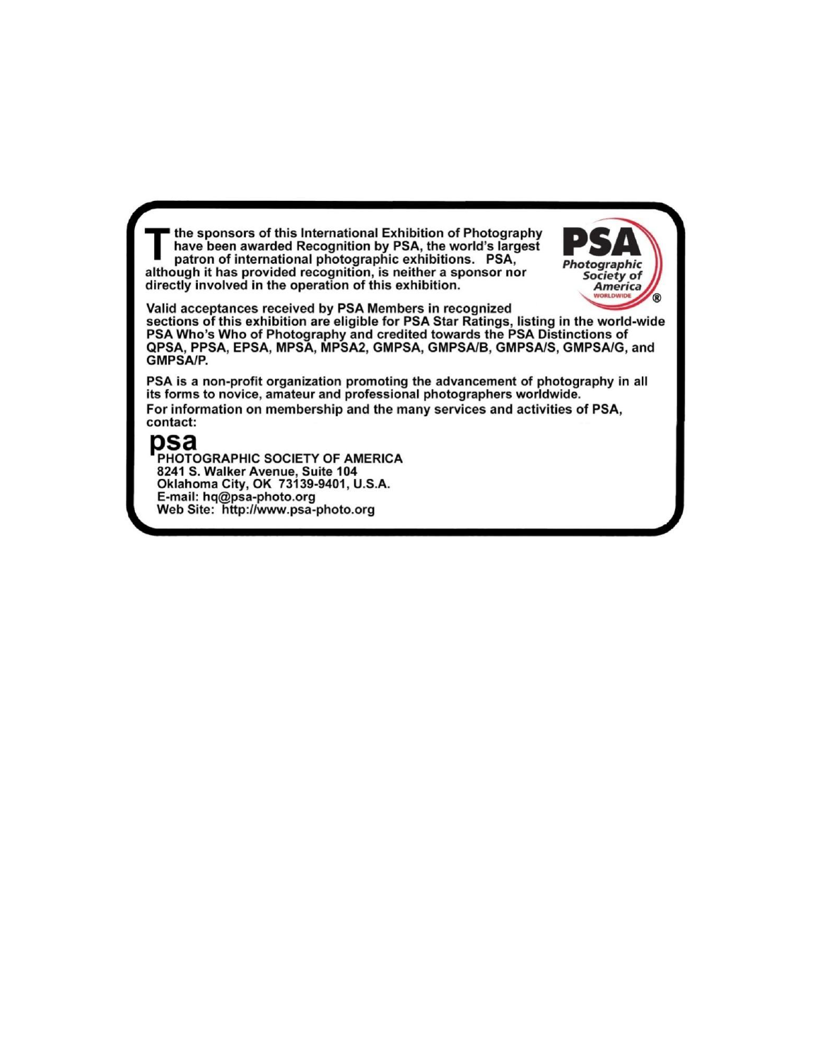The sponsors of this International Exhibition of Photography have been awarded Recognition by PSA, the world's largest patron of international photographic exhibitions. PSA, although it has provided recognition, is neither a sponsor nor directly involved in the operation of this exhibition.

PSA
Photographic Society of America
WORLDWIDE

Valid acceptances received by PSA Members in recognized sections of this exhibition are eligible for PSA Star Ratings, listing in the world-wide PSA Who's Who of Photography and credited towards the PSA Distinctions of QPSA, PPSA, EPSA, MPSA, MPSA2, GMPSA, GMPSA/B, GMPSA/S, GMPSA/G, and GMPSA/P.

PSA is a non-profit organization promoting the advancement of photography in all its forms to novice, amateur and professional photographers worldwide.

For information on membership and the many services and activities of PSA, contact:

**psa**
PHOTOGRAPHIC SOCIETY OF AMERICA
8241 S. Walker Avenue, Suite 104
Oklahoma City, OK 73139-9401, U.S.A.
E-mail: hq@psa-photo.org
Web Site: http://www.psa-photo.org